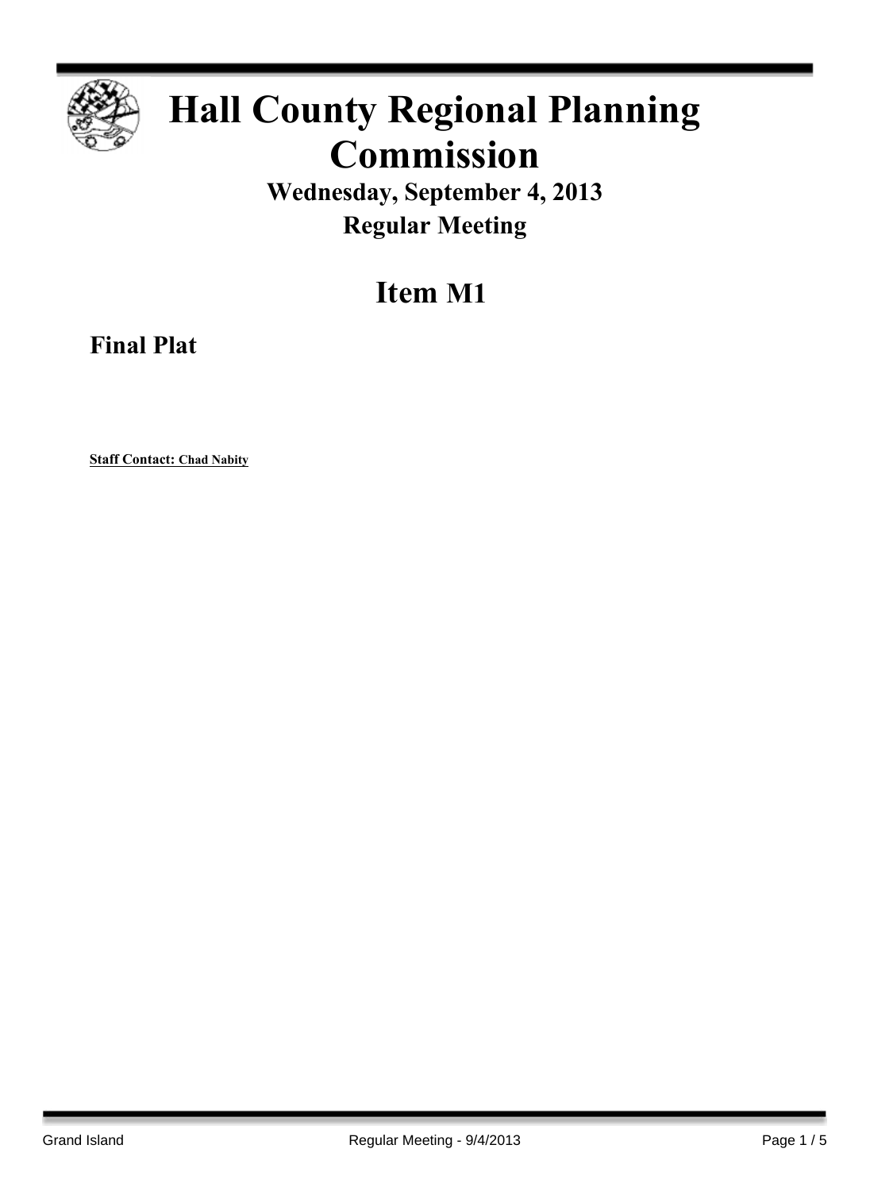# Hall County Regional Planning Commission

## Wednesday, September 4, 2013

## Regular Meeting

# Item M1

## Final Plat

**Staff Contact: Chad Nabity**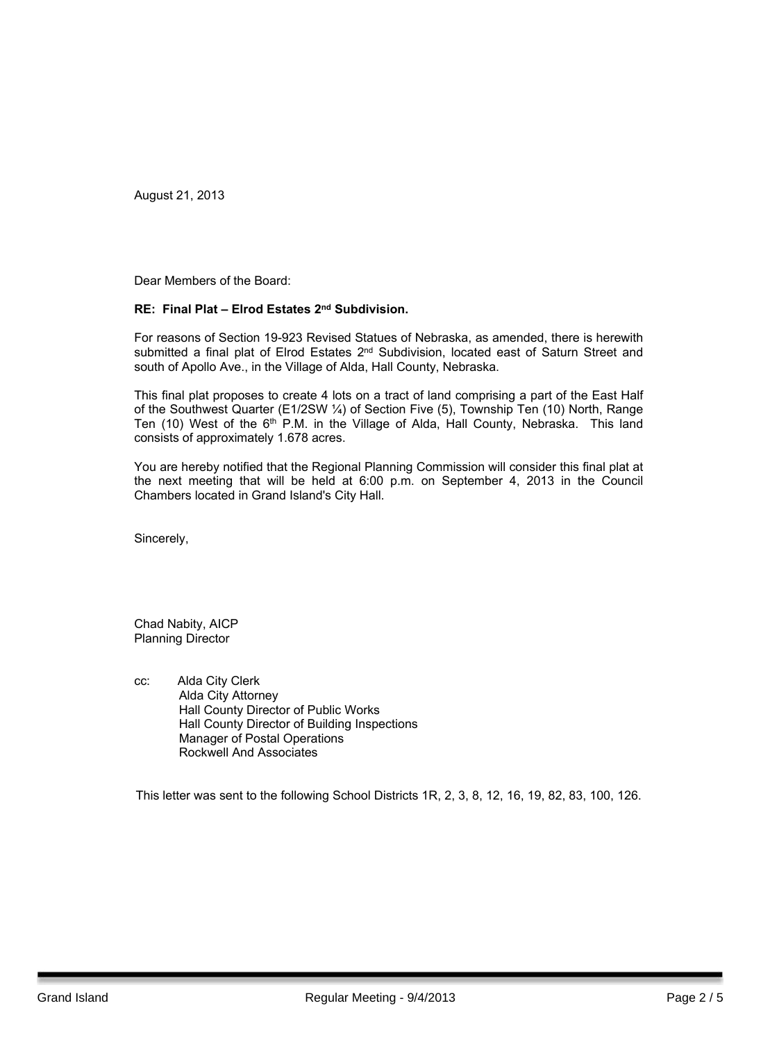August 21, 2013

Dear Members of the Board:

**RE: Final Plat – Elrod Estates 2nd Subdivision.**

For reasons of Section 19-923 Revised Statues of Nebraska, as amended, there is herewith submitted a final plat of Elrod Estates 2nd Subdivision, located east of Saturn Street and south of Apollo Ave., in the Village of Alda, Hall County, Nebraska.

This final plat proposes to create 4 lots on a tract of land comprising a part of the East Half of the Southwest Quarter (E1/2SW ¼) of Section Five (5), Township Ten (10) North, Range Ten (10) West of the 6th P.M. in the Village of Alda, Hall County, Nebraska. This land consists of approximately 1.678 acres.

You are hereby notified that the Regional Planning Commission will consider this final plat at the next meeting that will be held at 6:00 p.m. on September 4, 2013 in the Council Chambers located in Grand Island's City Hall.

Sincerely,

Chad Nabity, AICP
Planning Director

cc: Alda City Clerk
Alda City Attorney
Hall County Director of Public Works
Hall County Director of Building Inspections
Manager of Postal Operations
Rockwell And Associates

This letter was sent to the following School Districts 1R, 2, 3, 8, 12, 16, 19, 82, 83, 100, 126.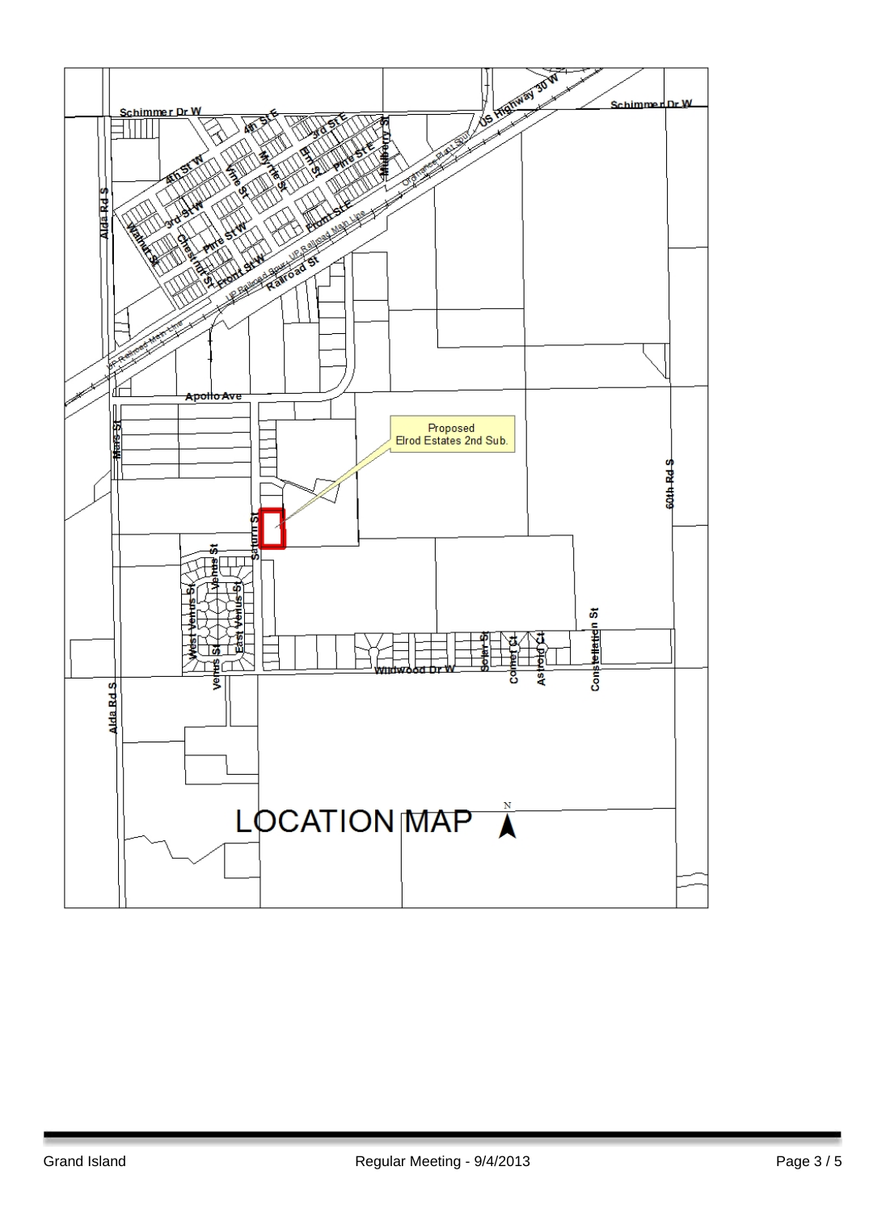Proposed
Elrod Estates 2nd Sub.

# LOCATION MAP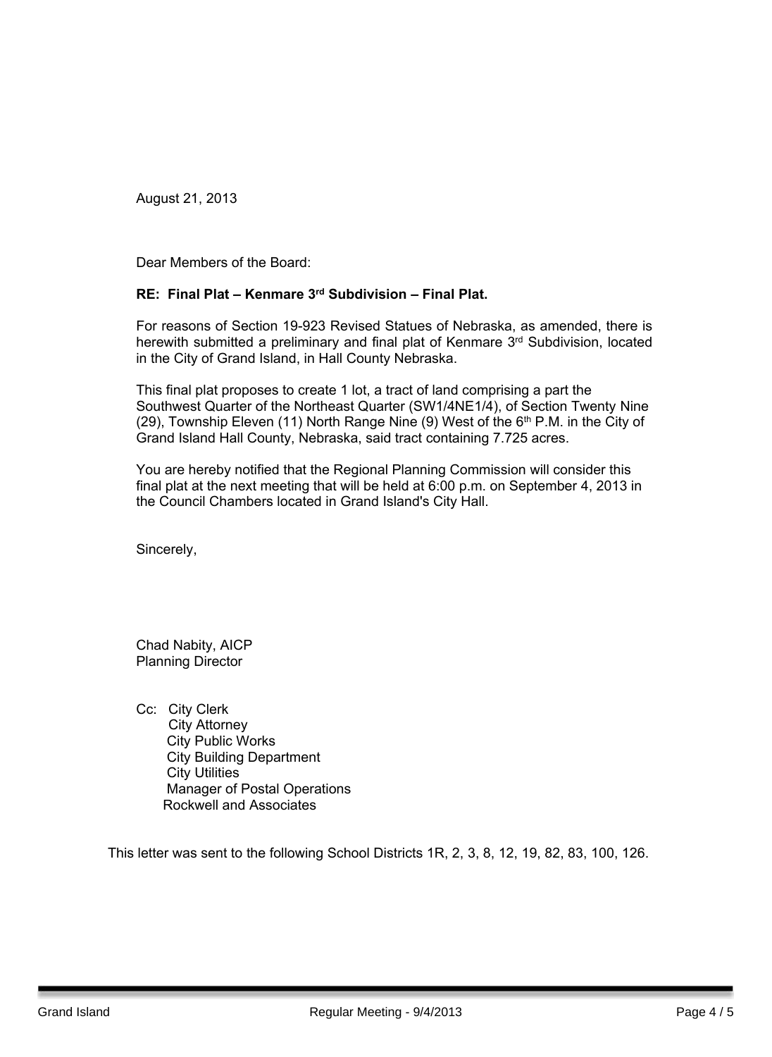August 21, 2013

Dear Members of the Board:

**RE: Final Plat – Kenmare 3rd Subdivision – Final Plat.**

For reasons of Section 19-923 Revised Statues of Nebraska, as amended, there is herewith submitted a preliminary and final plat of Kenmare 3rd Subdivision, located in the City of Grand Island, in Hall County Nebraska.

This final plat proposes to create 1 lot, a tract of land comprising a part the Southwest Quarter of the Northeast Quarter (SW1/4NE1/4), of Section Twenty Nine (29), Township Eleven (11) North Range Nine (9) West of the 6th P.M. in the City of Grand Island Hall County, Nebraska, said tract containing 7.725 acres.

You are hereby notified that the Regional Planning Commission will consider this final plat at the next meeting that will be held at 6:00 p.m. on September 4, 2013 in the Council Chambers located in Grand Island's City Hall.

Sincerely,

Chad Nabity, AICP
Planning Director

Cc: City Clerk
City Attorney
City Public Works
City Building Department
City Utilities
Manager of Postal Operations
Rockwell and Associates

This letter was sent to the following School Districts 1R, 2, 3, 8, 12, 19, 82, 83, 100, 126.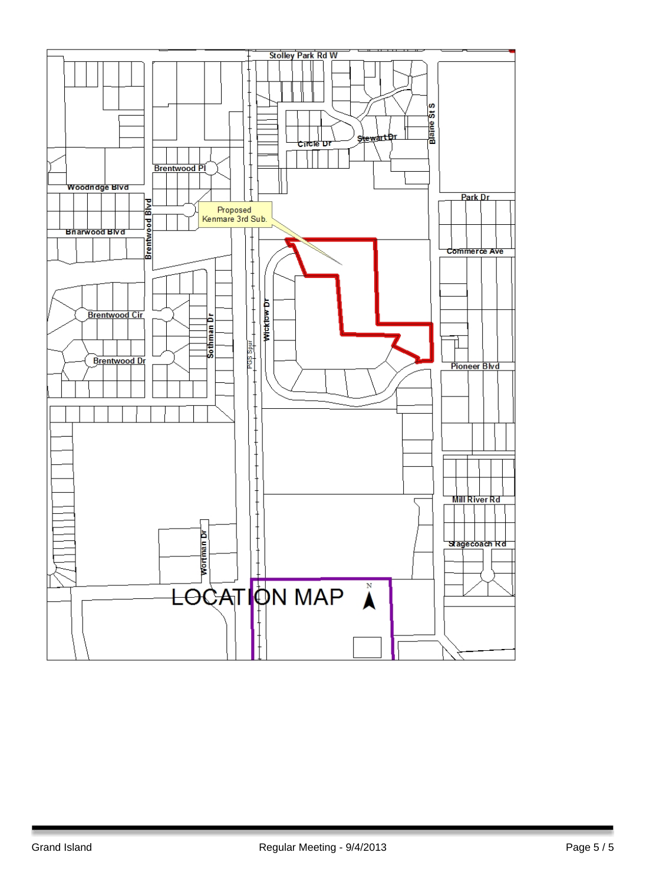Stolley Park Rd W

Blaine St S

Stewart Dr

Circle Dr

Brentwood Pl

Woodridge Blvd

Park Dr

Brentwood Blvd

Proposed Kenmare 3rd Sub.

Briarwood Blvd

Commerce Ave

Wicklow Dr

Brentwood Cir

Sothman Dr

PGS Spur

Brentwood Dr

Pioneer Blvd

Mill River Rd

Stagecoach Rd

Wortman Dr

LOCATION MAP

N